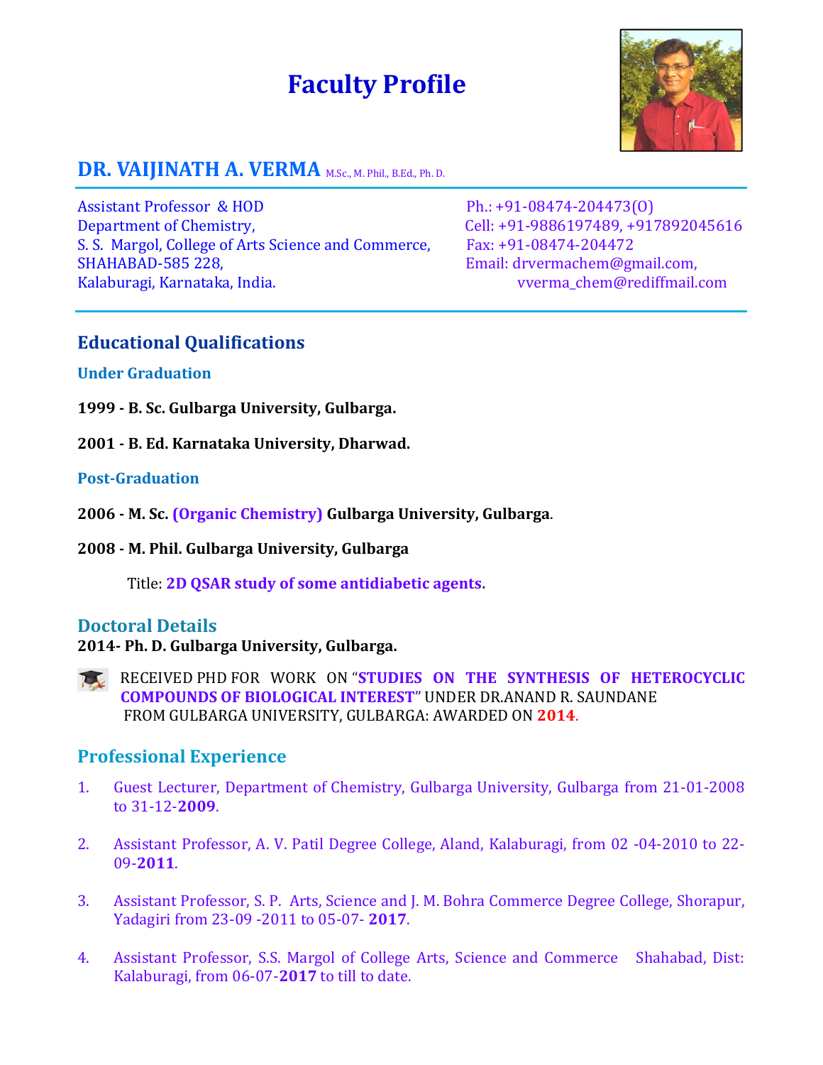# Faculty Profile

## DR. VAIJINATH A. VERMA M.Sc., M. Phil., B.Ed., Ph. D.

Assistant Professor & HOD
Department of Chemistry,
S. S. Margol, College of Arts Science and Commerce,
SHAHABAD-585 228,
Kalaburagi, Karnataka, India.

Ph.: +91-08474-204473(O)
Cell: +91-9886197489, +917892045616
Fax: +91-08474-204472
Email: drvermachem@gmail.com, vverma_chem@rediffmail.com

## Educational Qualifications

### Under Graduation

**1999 - B. Sc. Gulbarga University, Gulbarga.**

**2001 - B. Ed. Karnataka University, Dharwad.**

### Post-Graduation

**2006 - M. Sc. (Organic Chemistry) Gulbarga University, Gulbarga**.

**2008 - M. Phil. Gulbarga University, Gulbarga**

Title: **2D QSAR study of some antidiabetic agents**.

## Doctoral Details

**2014- Ph. D. Gulbarga University, Gulbarga.**

RECEIVED PHD FOR WORK ON "**STUDIES ON THE SYNTHESIS OF HETEROCYCLIC COMPOUNDS OF BIOLOGICAL INTEREST**" UNDER DR.ANAND R. SAUNDANE FROM GULBARGA UNIVERSITY, GULBARGA: AWARDED ON **2014**.

## Professional Experience

1. Guest Lecturer, Department of Chemistry, Gulbarga University, Gulbarga from 21-01-2008 to 31-12-**2009**.

2. Assistant Professor, A. V. Patil Degree College, Aland, Kalaburagi, from 02 -04-2010 to 22-09-**2011**.

3. Assistant Professor, S. P. Arts, Science and J. M. Bohra Commerce Degree College, Shorapur, Yadagiri from 23-09 -2011 to 05-07- **2017**.

4. Assistant Professor, S.S. Margol of College Arts, Science and Commerce Shahabad, Dist: Kalaburagi, from 06-07-**2017** to till to date.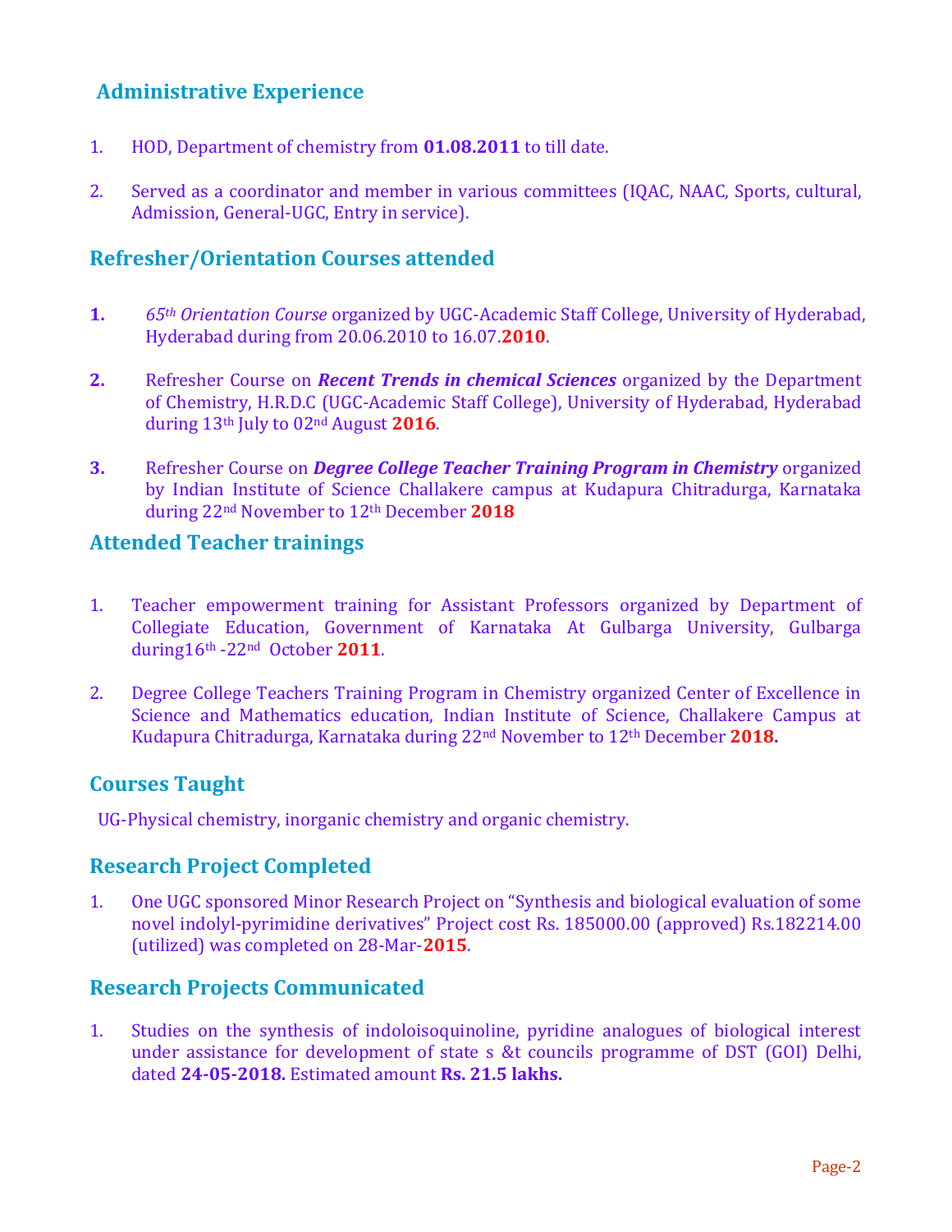## Administrative Experience

1. HOD, Department of chemistry from **01.08.2011** to till date.

2. Served as a coordinator and member in various committees (IQAC, NAAC, Sports, cultural, Admission, General-UGC, Entry in service).

## Refresher/Orientation Courses attended

**1.** *65th Orientation Course* organized by UGC-Academic Staff College, University of Hyderabad, Hyderabad during from 20.06.2010 to 16.07.**2010**.

**2.** Refresher Course on ***Recent Trends in chemical Sciences*** organized by the Department of Chemistry, H.R.D.C (UGC-Academic Staff College), University of Hyderabad, Hyderabad during 13th July to 02nd August **2016**.

**3.** Refresher Course on ***Degree College Teacher Training Program in Chemistry*** organized by Indian Institute of Science Challakere campus at Kudapura Chitradurga, Karnataka during 22nd November to 12th December **2018**

## Attended Teacher trainings

1. Teacher empowerment training for Assistant Professors organized by Department of Collegiate Education, Government of Karnataka At Gulbarga University, Gulbarga during16th -22nd October **2011**.

2. Degree College Teachers Training Program in Chemistry organized Center of Excellence in Science and Mathematics education, Indian Institute of Science, Challakere Campus at Kudapura Chitradurga, Karnataka during 22nd November to 12th December **2018.**

## Courses Taught

UG-Physical chemistry, inorganic chemistry and organic chemistry.

## Research Project Completed

1. One UGC sponsored Minor Research Project on "Synthesis and biological evaluation of some novel indolyl-pyrimidine derivatives" Project cost Rs. 185000.00 (approved) Rs.182214.00 (utilized) was completed on 28-Mar-**2015**.

## Research Projects Communicated

1. Studies on the synthesis of indoloisoquinoline, pyridine analogues of biological interest under assistance for development of state s &t councils programme of DST (GOI) Delhi, dated **24-05-2018.** Estimated amount **Rs. 21.5 lakhs.**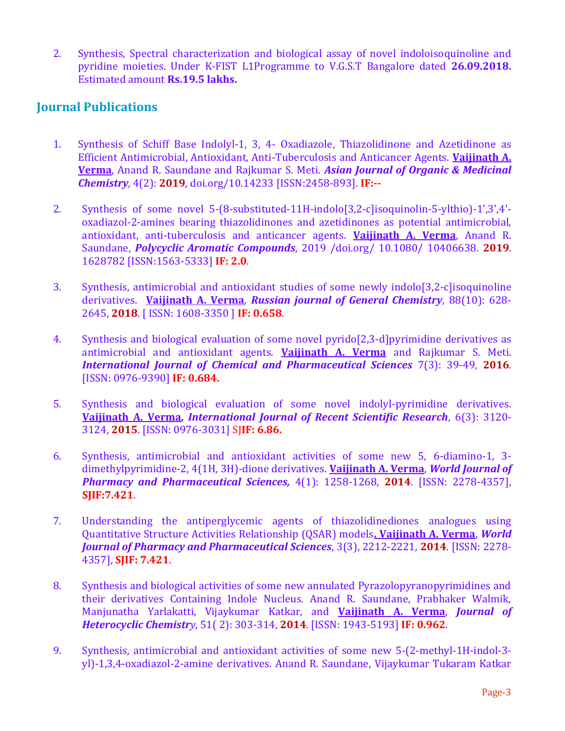2. Synthesis, Spectral characterization and biological assay of novel indoloisoquinoline and pyridine moieties. Under K-FIST L1Programme to V.G.S.T Bangalore dated **26.09.2018.** Estimated amount **Rs.19.5 lakhs.**

## Journal Publications

1. Synthesis of Schiff Base Indolyl-1, 3, 4- Oxadiazole, Thiazolidinone and Azetidinone as Efficient Antimicrobial, Antioxidant, Anti-Tuberculosis and Anticancer Agents. **Vaijinath A. Verma**, Anand R. Saundane and Rajkumar S. Meti. ***Asian Journal of Organic & Medicinal Chemistry***, 4(2): **2019**, doi.org/10.14233 [ISSN:2458-893]. **IF:--**

2. Synthesis of some novel 5-(8-substituted-11H-indolo[3,2-c]isoquinolin-5-ylthio)-1',3',4'-oxadiazol-2-amines bearing thiazolidinones and azetidinones as potential antimicrobial, antioxidant, anti-tuberculosis and anticancer agents. **Vaijinath A. Verma**, Anand R. Saundane, ***Polycyclic Aromatic Compounds***, 2019 /doi.org/ 10.1080/ 10406638. **2019**. 1628782 [ISSN:1563-5333] **IF: 2.0**.

3. Synthesis, antimicrobial and antioxidant studies of some newly indolo[3,2-c]isoquinoline derivatives. **Vaijinath A. Verma**, ***Russian journal of General Chemistry***, 88(10): 628-2645, **2018**. [ ISSN: 1608-3350 ] **IF: 0.658**.

4. Synthesis and biological evaluation of some novel pyrido[2,3-d]pyrimidine derivatives as antimicrobial and antioxidant agents. **Vaijinath A. Verma** and Rajkumar S. Meti. ***International Journal of Chemical and Pharmaceutical Sciences*** 7(3): 39-49, **2016**. [ISSN: 0976-9390] **IF: 0.684.**

5. Synthesis and biological evaluation of some novel indolyl-pyrimidine derivatives. **Vaijinath A. Verma**, ***International Journal of Recent Scientific Research***, 6(3): 3120-3124, **2015**. [ISSN: 0976-3031] S**JIF: 6.86.**

6. Synthesis, antimicrobial and antioxidant activities of some new 5, 6-diamino-1, 3-dimethylpyrimidine-2, 4(1H, 3H)-dione derivatives. **Vaijinath A. Verma**, ***World Journal of Pharmacy and Pharmaceutical Sciences,*** 4(1): 1258-1268, **2014**. [ISSN: 2278-4357], **SJIF:7.421**.

7. Understanding the antiperglycemic agents of thiazolidinediones analogues using Quantitative Structure Activities Relationship (QSAR) models**. Vaijinath A. Verma**, ***World Journal of Pharmacy and Pharmaceutical Sciences***, 3(3), 2212-2221, **2014**. [ISSN: 2278-4357], **SJIF: 7.421**.

8. Synthesis and biological activities of some new annulated Pyrazolopyranopyrimidines and their derivatives Containing Indole Nucleus. Anand R. Saundane, Prabhaker Walmik, Manjunatha Yarlakatti, Vijaykumar Katkar, and **Vaijinath A. Verma**, ***Journal of Heterocyclic Chemistry***, 51( 2): 303-314, **2014**. [ISSN: 1943-5193] **IF: 0.962**.

9. Synthesis, antimicrobial and antioxidant activities of some new 5-(2-methyl-1H-indol-3-yl)-1,3,4-oxadiazol-2-amine derivatives. Anand R. Saundane, Vijaykumar Tukaram Katkar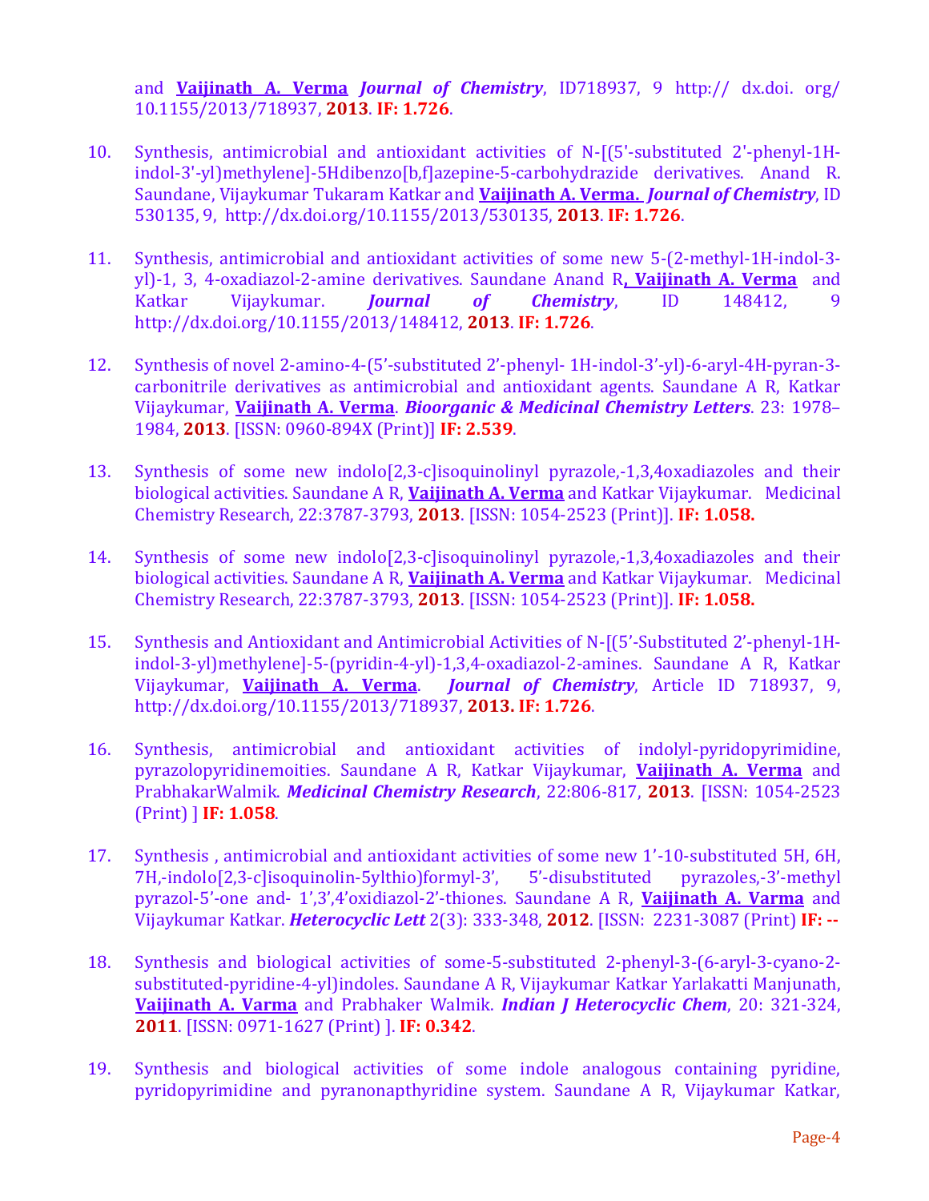and **Vaijinath A. Verma** ***Journal of Chemistry***, ID718937, 9 http:// dx.doi. org/ 10.1155/2013/718937, **2013**. **IF: 1.726**.

10. Synthesis, antimicrobial and antioxidant activities of N-[(5'-substituted 2'-phenyl-1H-indol-3'-yl)methylene]-5Hdibenzo[b,f]azepine-5-carbohydrazide derivatives. Anand R. Saundane, Vijaykumar Tukaram Katkar and **Vaijinath A. Verma.** ***Journal of Chemistry***, ID 530135, 9, http://dx.doi.org/10.1155/2013/530135, **2013**. **IF: 1.726**.

11. Synthesis, antimicrobial and antioxidant activities of some new 5-(2-methyl-1H-indol-3-yl)-1, 3, 4-oxadiazol-2-amine derivatives. Saundane Anand R**, Vaijinath A. Verma** and Katkar Vijaykumar. ***Journal of Chemistry***, ID 148412, 9 http://dx.doi.org/10.1155/2013/148412, **2013**. **IF: 1.726**.

12. Synthesis of novel 2-amino-4-(5'-substituted 2'-phenyl- 1H-indol-3'-yl)-6-aryl-4H-pyran-3-carbonitrile derivatives as antimicrobial and antioxidant agents. Saundane A R, Katkar Vijaykumar, **Vaijinath A. Verma**. ***Bioorganic & Medicinal Chemistry Letters***. 23: 1978–1984, **2013**. [ISSN: 0960-894X (Print)] **IF: 2.539**.

13. Synthesis of some new indolo[2,3-c]isoquinolinyl pyrazole,-1,3,4oxadiazoles and their biological activities. Saundane A R, **Vaijinath A. Verma** and Katkar Vijaykumar. Medicinal Chemistry Research, 22:3787-3793, **2013**. [ISSN: 1054-2523 (Print)]. **IF: 1.058.**

14. Synthesis of some new indolo[2,3-c]isoquinolinyl pyrazole,-1,3,4oxadiazoles and their biological activities. Saundane A R, **Vaijinath A. Verma** and Katkar Vijaykumar. Medicinal Chemistry Research, 22:3787-3793, **2013**. [ISSN: 1054-2523 (Print)]. **IF: 1.058.**

15. Synthesis and Antioxidant and Antimicrobial Activities of N-[(5'-Substituted 2'-phenyl-1H-indol-3-yl)methylene]-5-(pyridin-4-yl)-1,3,4-oxadiazol-2-amines. Saundane A R, Katkar Vijaykumar, **Vaijinath A. Verma**. ***Journal of Chemistry***, Article ID 718937, 9, http://dx.doi.org/10.1155/2013/718937, **2013. IF: 1.726**.

16. Synthesis, antimicrobial and antioxidant activities of indolyl-pyridopyrimidine, pyrazolopyridinemoities. Saundane A R, Katkar Vijaykumar, **Vaijinath A. Verma** and PrabhakarWalmik. ***Medicinal Chemistry Research***, 22:806-817, **2013**. [ISSN: 1054-2523 (Print) ] **IF: 1.058**.

17. Synthesis , antimicrobial and antioxidant activities of some new 1'-10-substituted 5H, 6H, 7H,-indolo[2,3-c]isoquinolin-5ylthio)formyl-3', 5'-disubstituted pyrazoles,-3'-methyl pyrazol-5'-one and- 1',3',4'oxidiazol-2'-thiones. Saundane A R, **Vaijinath A. Varma** and Vijaykumar Katkar. ***Heterocyclic Lett*** 2(3): 333-348, **2012**. [ISSN: 2231-3087 (Print) **IF: --**

18. Synthesis and biological activities of some-5-substituted 2-phenyl-3-(6-aryl-3-cyano-2-substituted-pyridine-4-yl)indoles. Saundane A R, Vijaykumar Katkar Yarlakatti Manjunath, **Vaijinath A. Varma** and Prabhaker Walmik. ***Indian J Heterocyclic Chem***, 20: 321-324, **2011**. [ISSN: 0971-1627 (Print) ]. **IF: 0.342**.

19. Synthesis and biological activities of some indole analogous containing pyridine, pyridopyrimidine and pyranonapthyridine system. Saundane A R, Vijaykumar Katkar,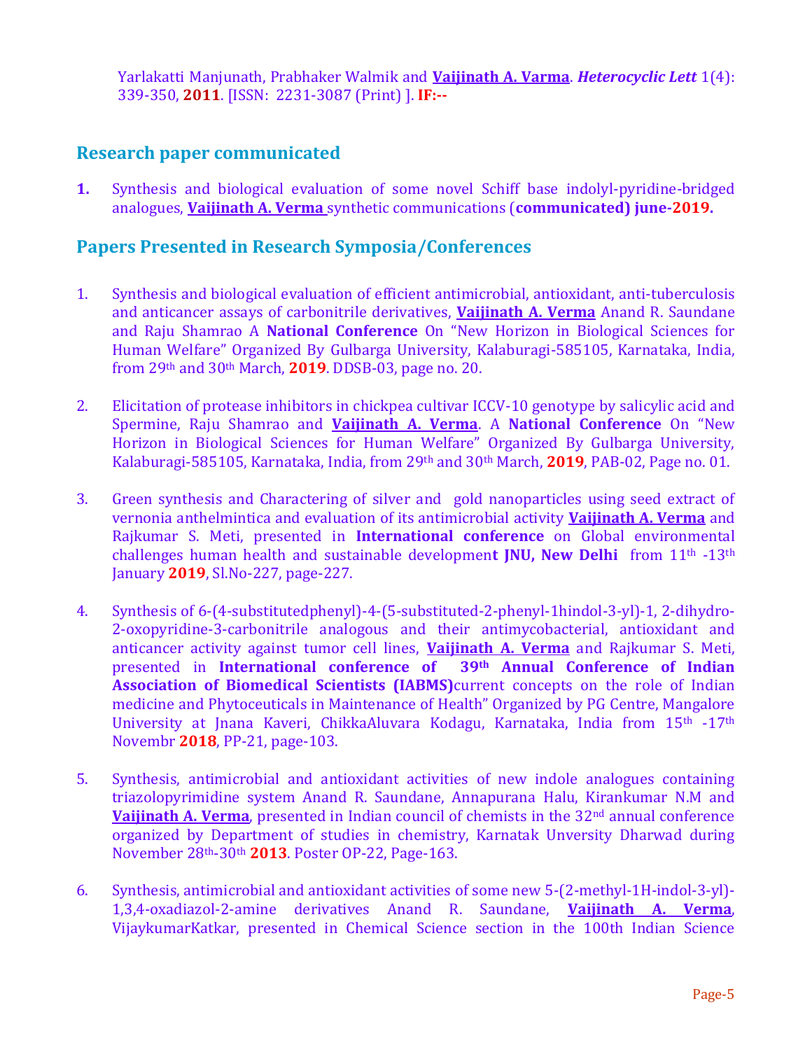Yarlakatti Manjunath, Prabhaker Walmik and **Vaijinath A. Varma**. ***Heterocyclic Lett*** 1(4): 339-350, **2011**. [ISSN: 2231-3087 (Print) ]. **IF:--**

## Research paper communicated

1. Synthesis and biological evaluation of some novel Schiff base indolyl-pyridine-bridged analogues, **Vaijinath A. Verma** synthetic communications (**communicated) june-2019.**

## Papers Presented in Research Symposia/Conferences

1. Synthesis and biological evaluation of efficient antimicrobial, antioxidant, anti-tuberculosis and anticancer assays of carbonitrile derivatives, **Vaijinath A. Verma** Anand R. Saundane and Raju Shamrao A **National Conference** On "New Horizon in Biological Sciences for Human Welfare" Organized By Gulbarga University, Kalaburagi-585105, Karnataka, India, from 29th and 30th March, **2019**. DDSB-03, page no. 20.

2. Elicitation of protease inhibitors in chickpea cultivar ICCV-10 genotype by salicylic acid and Spermine, Raju Shamrao and **Vaijinath A. Verma**. A **National Conference** On "New Horizon in Biological Sciences for Human Welfare" Organized By Gulbarga University, Kalaburagi-585105, Karnataka, India, from 29th and 30th March, **2019**, PAB-02, Page no. 01.

3. Green synthesis and Charactering of silver and gold nanoparticles using seed extract of vernonia anthelmintica and evaluation of its antimicrobial activity **Vaijinath A. Verma** and Rajkumar S. Meti, presented in **International conference** on Global environmental challenges human health and sustainable developmen**t JNU, New Delhi** from 11th -13th January **2019**, Sl.No-227, page-227.

4. Synthesis of 6-(4-substitutedphenyl)-4-(5-substituted-2-phenyl-1hindol-3-yl)-1, 2-dihydro-2-oxopyridine-3-carbonitrile analogous and their antimycobacterial, antioxidant and anticancer activity against tumor cell lines, **Vaijinath A. Verma** and Rajkumar S. Meti, presented in **International conference of 39th Annual Conference of Indian Association of Biomedical Scientists (IABMS)**current concepts on the role of Indian medicine and Phytoceuticals in Maintenance of Health" Organized by PG Centre, Mangalore University at Jnana Kaveri, ChikkaAluvara Kodagu, Karnataka, India from 15th -17th Novembr **2018**, PP-21, page-103.

5. Synthesis, antimicrobial and antioxidant activities of new indole analogues containing triazolopyrimidine system Anand R. Saundane, Annapurana Halu, Kirankumar N.M and **Vaijinath A. Verma**, presented in Indian council of chemists in the 32nd annual conference organized by Department of studies in chemistry, Karnatak Unversity Dharwad during November 28th-30th **2013**. Poster OP-22, Page-163.

6. Synthesis, antimicrobial and antioxidant activities of some new 5-(2-methyl-1H-indol-3-yl)-1,3,4-oxadiazol-2-amine derivatives Anand R. Saundane, **Vaijinath A. Verma**, VijaykumarKatkar, presented in Chemical Science section in the 100th Indian Science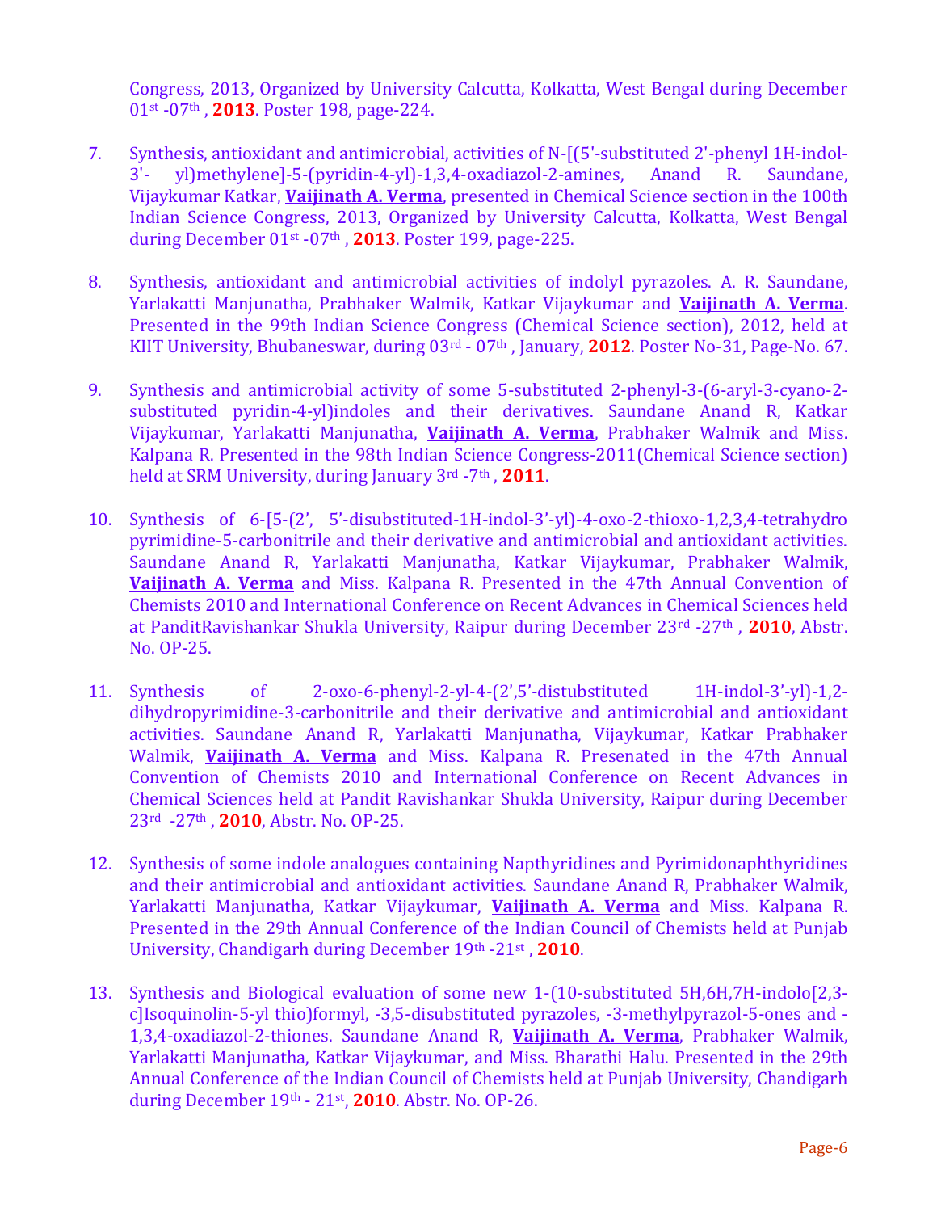Congress, 2013, Organized by University Calcutta, Kolkatta, West Bengal during December 01st -07th , **2013**. Poster 198, page-224.

7. Synthesis, antioxidant and antimicrobial, activities of N-[(5'-substituted 2'-phenyl 1H-indol-3'- yl)methylene]-5-(pyridin-4-yl)-1,3,4-oxadiazol-2-amines, Anand R. Saundane, Vijaykumar Katkar, **Vaijinath A. Verma**, presented in Chemical Science section in the 100th Indian Science Congress, 2013, Organized by University Calcutta, Kolkatta, West Bengal during December 01st -07th , **2013**. Poster 199, page-225.

8. Synthesis, antioxidant and antimicrobial activities of indolyl pyrazoles. A. R. Saundane, Yarlakatti Manjunatha, Prabhaker Walmik, Katkar Vijaykumar and **Vaijinath A. Verma**. Presented in the 99th Indian Science Congress (Chemical Science section), 2012, held at KIIT University, Bhubaneswar, during 03rd - 07th , January, **2012**. Poster No-31, Page-No. 67.

9. Synthesis and antimicrobial activity of some 5-substituted 2-phenyl-3-(6-aryl-3-cyano-2-substituted pyridin-4-yl)indoles and their derivatives. Saundane Anand R, Katkar Vijaykumar, Yarlakatti Manjunatha, **Vaijinath A. Verma**, Prabhaker Walmik and Miss. Kalpana R. Presented in the 98th Indian Science Congress-2011(Chemical Science section) held at SRM University, during January 3rd -7th , **2011**.

10. Synthesis of 6-[5-(2', 5'-disubstituted-1H-indol-3'-yl)-4-oxo-2-thioxo-1,2,3,4-tetrahydro pyrimidine-5-carbonitrile and their derivative and antimicrobial and antioxidant activities. Saundane Anand R, Yarlakatti Manjunatha, Katkar Vijaykumar, Prabhaker Walmik, **Vaijinath A. Verma** and Miss. Kalpana R. Presented in the 47th Annual Convention of Chemists 2010 and International Conference on Recent Advances in Chemical Sciences held at PanditRavishankar Shukla University, Raipur during December 23rd -27th , **2010**, Abstr. No. OP-25.

11. Synthesis of 2-oxo-6-phenyl-2-yl-4-(2',5'-distubstituted 1H-indol-3'-yl)-1,2-dihydropyrimidine-3-carbonitrile and their derivative and antimicrobial and antioxidant activities. Saundane Anand R, Yarlakatti Manjunatha, Vijaykumar, Katkar Prabhaker Walmik, **Vaijinath A. Verma** and Miss. Kalpana R. Presenated in the 47th Annual Convention of Chemists 2010 and International Conference on Recent Advances in Chemical Sciences held at Pandit Ravishankar Shukla University, Raipur during December 23rd -27th , **2010**, Abstr. No. OP-25.

12. Synthesis of some indole analogues containing Napthyridines and Pyrimidonaphthyridines and their antimicrobial and antioxidant activities. Saundane Anand R, Prabhaker Walmik, Yarlakatti Manjunatha, Katkar Vijaykumar, **Vaijinath A. Verma** and Miss. Kalpana R. Presented in the 29th Annual Conference of the Indian Council of Chemists held at Punjab University, Chandigarh during December 19th -21st , **2010**.

13. Synthesis and Biological evaluation of some new 1-(10-substituted 5H,6H,7H-indolo[2,3-c]Isoquinolin-5-yl thio)formyl, -3,5-disubstituted pyrazoles, -3-methylpyrazol-5-ones and -1,3,4-oxadiazol-2-thiones. Saundane Anand R, **Vaijinath A. Verma**, Prabhaker Walmik, Yarlakatti Manjunatha, Katkar Vijaykumar, and Miss. Bharathi Halu. Presented in the 29th Annual Conference of the Indian Council of Chemists held at Punjab University, Chandigarh during December 19th - 21st, **2010**. Abstr. No. OP-26.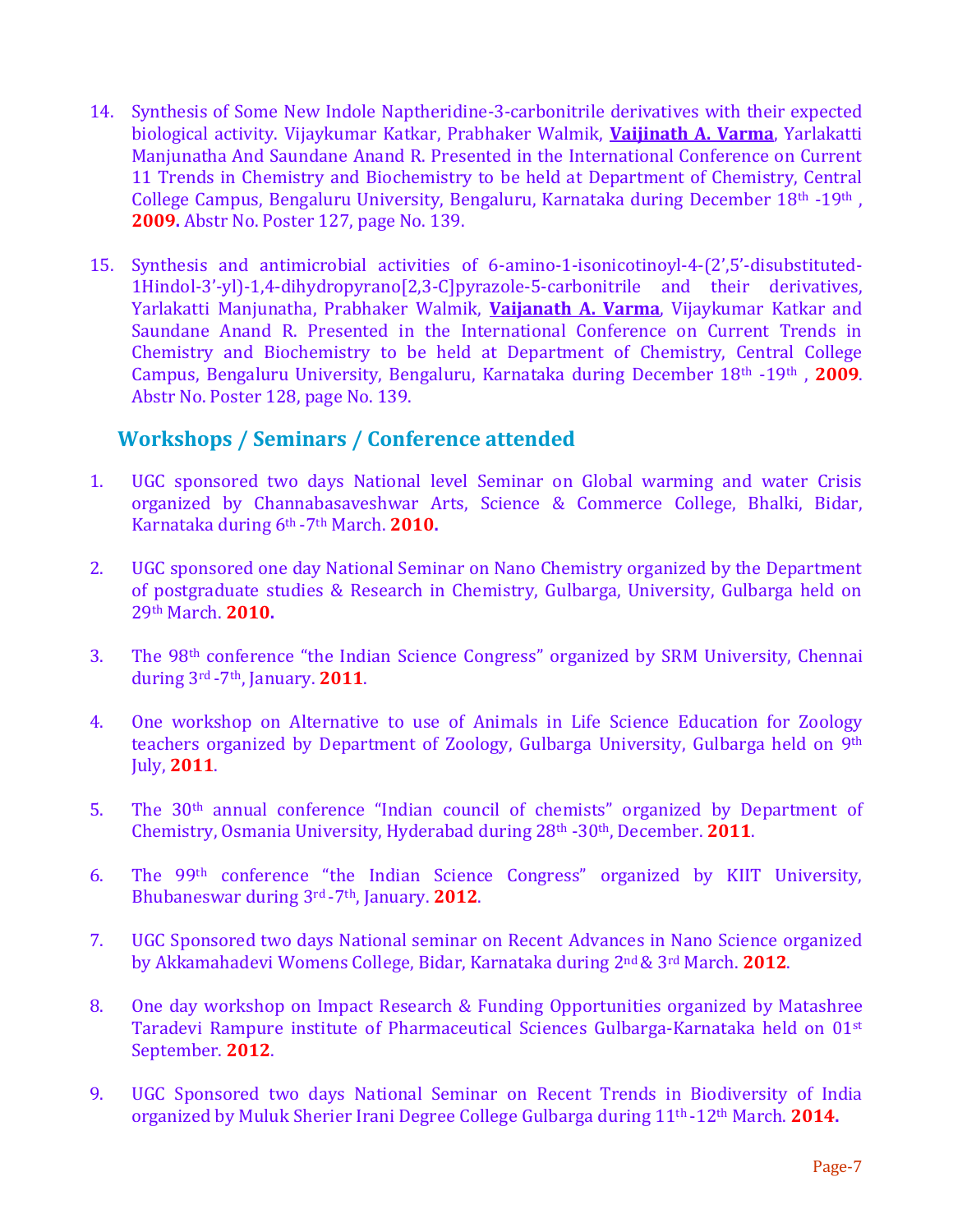14. Synthesis of Some New Indole Naptheridine-3-carbonitrile derivatives with their expected biological activity. Vijaykumar Katkar, Prabhaker Walmik, **Vaijinath A. Varma**, Yarlakatti Manjunatha And Saundane Anand R. Presented in the International Conference on Current 11 Trends in Chemistry and Biochemistry to be held at Department of Chemistry, Central College Campus, Bengaluru University, Bengaluru, Karnataka during December 18th -19th , **2009.** Abstr No. Poster 127, page No. 139.

15. Synthesis and antimicrobial activities of 6-amino-1-isonicotinoyl-4-(2',5'-disubstituted-1Hindol-3'-yl)-1,4-dihydropyrano[2,3-C]pyrazole-5-carbonitrile and their derivatives, Yarlakatti Manjunatha, Prabhaker Walmik, **Vaijanath A. Varma**, Vijaykumar Katkar and Saundane Anand R. Presented in the International Conference on Current Trends in Chemistry and Biochemistry to be held at Department of Chemistry, Central College Campus, Bengaluru University, Bengaluru, Karnataka during December 18th -19th , **2009**. Abstr No. Poster 128, page No. 139.

## Workshops / Seminars / Conference attended

1. UGC sponsored two days National level Seminar on Global warming and water Crisis organized by Channabasaveshwar Arts, Science & Commerce College, Bhalki, Bidar, Karnataka during 6th -7th March. **2010.**

2. UGC sponsored one day National Seminar on Nano Chemistry organized by the Department of postgraduate studies & Research in Chemistry, Gulbarga, University, Gulbarga held on 29th March. **2010.**

3. The 98th conference "the Indian Science Congress" organized by SRM University, Chennai during 3rd -7th, January. **2011**.

4. One workshop on Alternative to use of Animals in Life Science Education for Zoology teachers organized by Department of Zoology, Gulbarga University, Gulbarga held on 9th July, **2011**.

5. The 30th annual conference "Indian council of chemists" organized by Department of Chemistry, Osmania University, Hyderabad during 28th -30th, December. **2011**.

6. The 99th conference "the Indian Science Congress" organized by KIIT University, Bhubaneswar during 3rd -7th, January. **2012**.

7. UGC Sponsored two days National seminar on Recent Advances in Nano Science organized by Akkamahadevi Womens College, Bidar, Karnataka during 2nd & 3rd March. **2012**.

8. One day workshop on Impact Research & Funding Opportunities organized by Matashree Taradevi Rampure institute of Pharmaceutical Sciences Gulbarga-Karnataka held on 01st September. **2012**.

9. UGC Sponsored two days National Seminar on Recent Trends in Biodiversity of India organized by Muluk Sherier Irani Degree College Gulbarga during 11th -12th March. **2014.**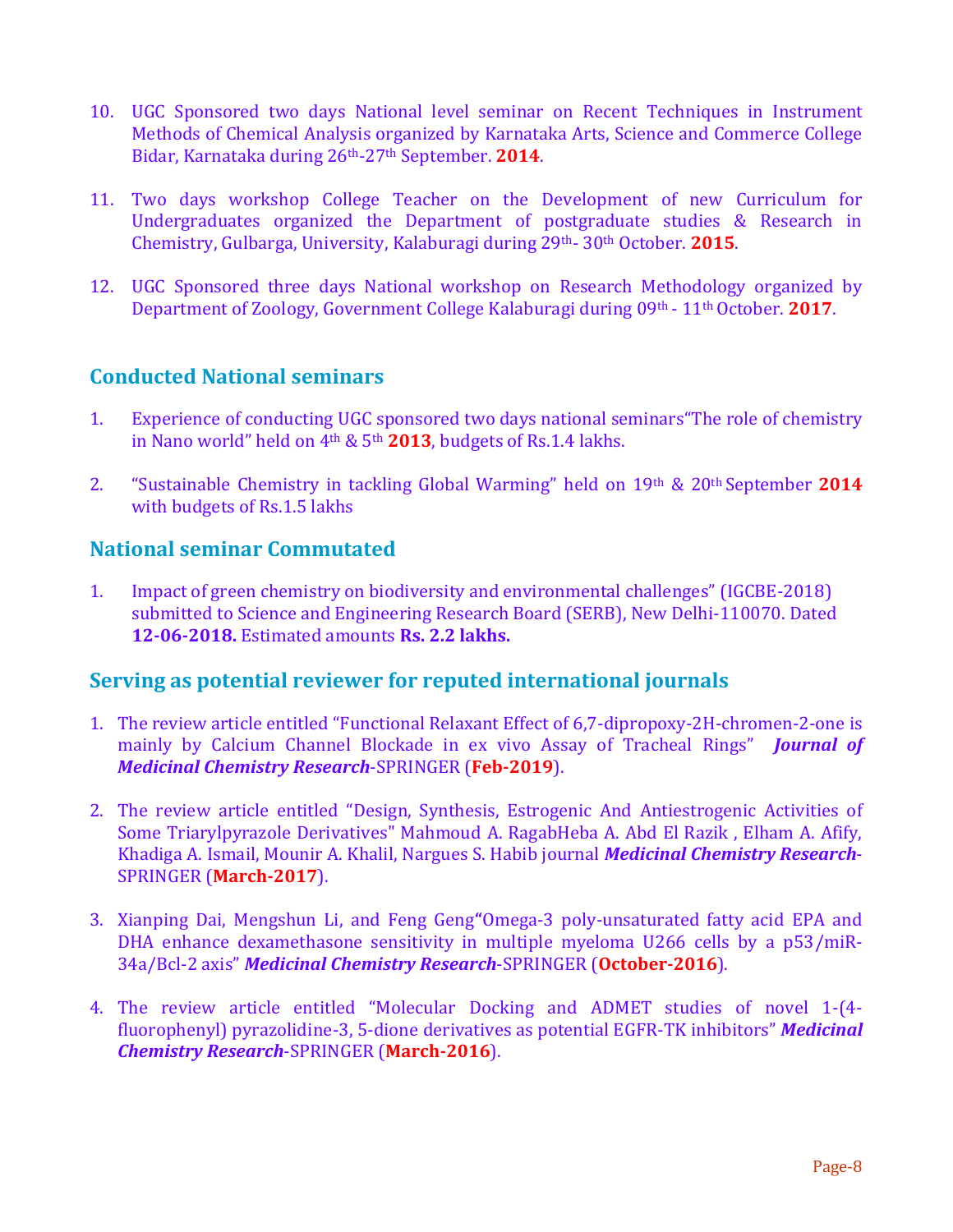10. UGC Sponsored two days National level seminar on Recent Techniques in Instrument Methods of Chemical Analysis organized by Karnataka Arts, Science and Commerce College Bidar, Karnataka during 26th-27th September. **2014**.

11. Two days workshop College Teacher on the Development of new Curriculum for Undergraduates organized the Department of postgraduate studies & Research in Chemistry, Gulbarga, University, Kalaburagi during 29th- 30th October. **2015**.

12. UGC Sponsored three days National workshop on Research Methodology organized by Department of Zoology, Government College Kalaburagi during 09th - 11th October. **2017**.

## Conducted National seminars

1. Experience of conducting UGC sponsored two days national seminars"The role of chemistry in Nano world" held on 4th & 5th **2013**, budgets of Rs.1.4 lakhs.

2. "Sustainable Chemistry in tackling Global Warming" held on 19th & 20th September **2014** with budgets of Rs.1.5 lakhs

## National seminar Commutated

1. Impact of green chemistry on biodiversity and environmental challenges" (IGCBE-2018) submitted to Science and Engineering Research Board (SERB), New Delhi-110070. Dated **12-06-2018.** Estimated amounts **Rs. 2.2 lakhs.**

## Serving as potential reviewer for reputed international journals

1. The review article entitled "Functional Relaxant Effect of 6,7-dipropoxy-2H-chromen-2-one is mainly by Calcium Channel Blockade in ex vivo Assay of Tracheal Rings" ***Journal of Medicinal Chemistry Research***-SPRINGER (**Feb-2019**).

2. The review article entitled "Design, Synthesis, Estrogenic And Antiestrogenic Activities of Some Triarylpyrazole Derivatives" Mahmoud A. RagabHeba A. Abd El Razik , Elham A. Afify, Khadiga A. Ismail, Mounir A. Khalil, Nargues S. Habib journal ***Medicinal Chemistry Research***-SPRINGER (**March-2017**).

3. Xianping Dai, Mengshun Li, and Feng Geng"Omega-3 poly-unsaturated fatty acid EPA and DHA enhance dexamethasone sensitivity in multiple myeloma U266 cells by a p53/miR-34a/Bcl-2 axis" ***Medicinal Chemistry Research***-SPRINGER (**October-2016**).

4. The review article entitled "Molecular Docking and ADMET studies of novel 1-(4-fluorophenyl) pyrazolidine-3, 5-dione derivatives as potential EGFR-TK inhibitors" ***Medicinal Chemistry Research***-SPRINGER (**March-2016**).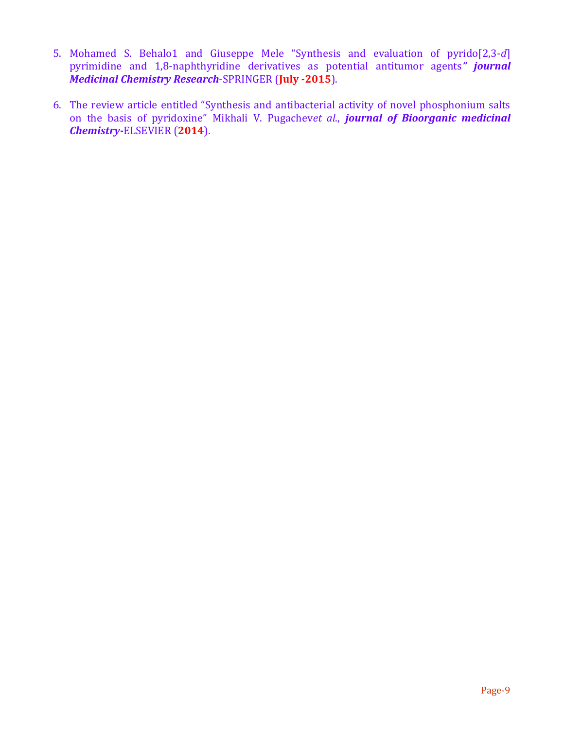5. Mohamed S. Behalo1 and Giuseppe Mele "Synthesis and evaluation of pyrido[2,3-*d*] pyrimidine and 1,8-naphthyridine derivatives as potential antitumor agents***" journal Medicinal Chemistry Research***-SPRINGER (**July -2015**).

6. The review article entitled "Synthesis and antibacterial activity of novel phosphonium salts on the basis of pyridoxine" Mikhali V. Pugachev*et al.*, ***journal of Bioorganic medicinal Chemistry*****-**ELSEVIER (**2014**).